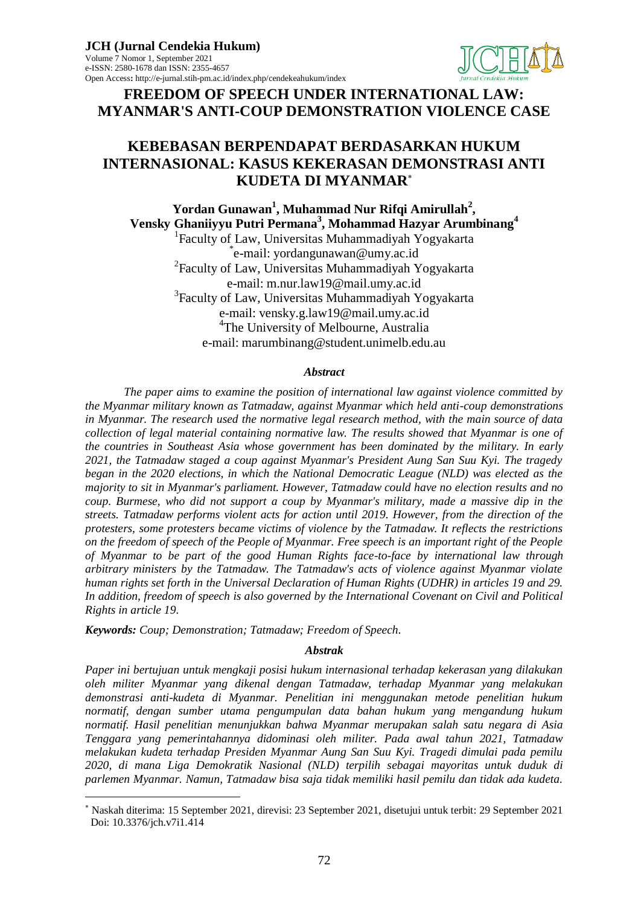# FREEDOM OF SPEECH UNDER INTERNATIONAL LAW: MYANMAR'S ANTI-COUP DEMONSTRATION VIOLENCE CASE

# KEBEBASAN BERPENDAPAT BERDASARKAN HUKUM INTERNASIONAL: KASUS KEKERASAN DEMONSTRASI ANTI KUDETA DI MYANMAR*

**Yordan Gunawan[1], Muhammad Nur Rifqi Amirullah[2], Vensky Ghaniiyyu Putri Permana[3], Mohammad Hazyar Arumbinang[4]**

[1]Faculty of Law, Universitas Muhammadiyah Yogyakarta
*e-mail: yordangunawan@umy.ac.id
[2]Faculty of Law, Universitas Muhammadiyah Yogyakarta
e-mail: m.nur.law19@mail.umy.ac.id
[3]Faculty of Law, Universitas Muhammadiyah Yogyakarta
e-mail: vensky.g.law19@mail.umy.ac.id
[4]The University of Melbourne, Australia
e-mail: marumbinang@student.unimelb.edu.au

### *Abstract*

*The paper aims to examine the position of international law against violence committed by the Myanmar military known as Tatmadaw, against Myanmar which held anti-coup demonstrations in Myanmar. The research used the normative legal research method, with the main source of data collection of legal material containing normative law. The results showed that Myanmar is one of the countries in Southeast Asia whose government has been dominated by the military. In early 2021, the Tatmadaw staged a coup against Myanmar's President Aung San Suu Kyi. The tragedy began in the 2020 elections, in which the National Democratic League (NLD) was elected as the majority to sit in Myanmar's parliament. However, Tatmadaw could have no election results and no coup. Burmese, who did not support a coup by Myanmar's military, made a massive dip in the streets. Tatmadaw performs violent acts for action until 2019. However, from the direction of the protesters, some protesters became victims of violence by the Tatmadaw. It reflects the restrictions on the freedom of speech of the People of Myanmar. Free speech is an important right of the People of Myanmar to be part of the good Human Rights face-to-face by international law through arbitrary ministers by the Tatmadaw. The Tatmadaw's acts of violence against Myanmar violate human rights set forth in the Universal Declaration of Human Rights (UDHR) in articles 19 and 29. In addition, freedom of speech is also governed by the International Covenant on Civil and Political Rights in article 19.*

***Keywords:*** *Coup; Demonstration; Tatmadaw; Freedom of Speech.*

### *Abstrak*

*Paper ini bertujuan untuk mengkaji posisi hukum internasional terhadap kekerasan yang dilakukan oleh militer Myanmar yang dikenal dengan Tatmadaw, terhadap Myanmar yang melakukan demonstrasi anti-kudeta di Myanmar. Penelitian ini menggunakan metode penelitian hukum normatif, dengan sumber utama pengumpulan data bahan hukum yang mengandung hukum normatif. Hasil penelitian menunjukkan bahwa Myanmar merupakan salah satu negara di Asia Tenggara yang pemerintahannya didominasi oleh militer. Pada awal tahun 2021, Tatmadaw melakukan kudeta terhadap Presiden Myanmar Aung San Suu Kyi. Tragedi dimulai pada pemilu 2020, di mana Liga Demokratik Nasional (NLD) terpilih sebagai mayoritas untuk duduk di parlemen Myanmar. Namun, Tatmadaw bisa saja tidak memiliki hasil pemilu dan tidak ada kudeta.*

---

* Naskah diterima: 15 September 2021, direvisi: 23 September 2021, disetujui untuk terbit: 29 September 2021
Doi: 10.3376/jch.v7i1.414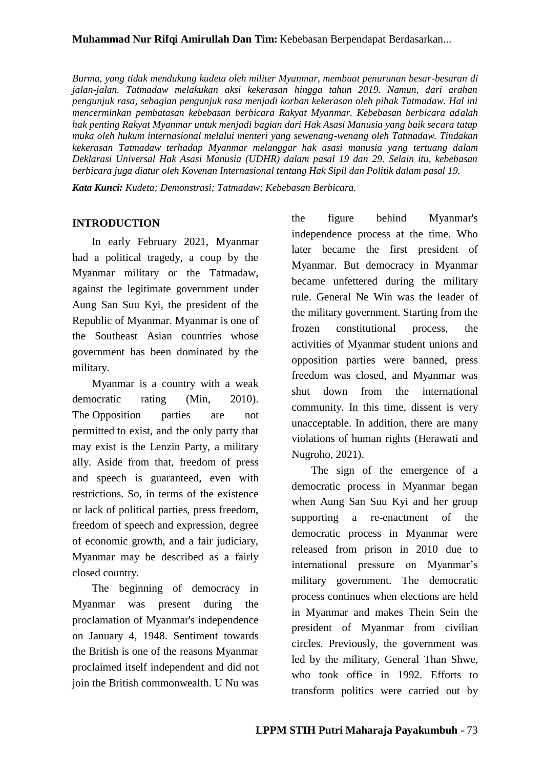*Burma, yang tidak mendukung kudeta oleh militer Myanmar, membuat penurunan besar-besaran di jalan-jalan. Tatmadaw melakukan aksi kekerasan hingga tahun 2019. Namun, dari arahan pengunjuk rasa, sebagian pengunjuk rasa menjadi korban kekerasan oleh pihak Tatmadaw. Hal ini mencerminkan pembatasan kebebasan berbicara Rakyat Myanmar. Kebebasan berbicara adalah hak penting Rakyat Myanmar untuk menjadi bagian dari Hak Asasi Manusia yang baik secara tatap muka oleh hukum internasional melalui menteri yang sewenang-wenang oleh Tatmadaw. Tindakan kekerasan Tatmadaw terhadap Myanmar melanggar hak asasi manusia yang tertuang dalam Deklarasi Universal Hak Asasi Manusia (UDHR) dalam pasal 19 dan 29. Selain itu, kebebasan berbicara juga diatur oleh Kovenan Internasional tentang Hak Sipil dan Politik dalam pasal 19.*

***Kata Kunci:*** *Kudeta; Demonstrasi; Tatmadaw; Kebebasan Berbicara.*

## INTRODUCTION

In early February 2021, Myanmar had a political tragedy, a coup by the Myanmar military or the Tatmadaw, against the legitimate government under Aung San Suu Kyi, the president of the Republic of Myanmar. Myanmar is one of the Southeast Asian countries whose government has been dominated by the military.

Myanmar is a country with a weak democratic rating (Min, 2010). The Opposition parties are not permitted to exist, and the only party that may exist is the Lenzin Party, a military ally. Aside from that, freedom of press and speech is guaranteed, even with restrictions. So, in terms of the existence or lack of political parties, press freedom, freedom of speech and expression, degree of economic growth, and a fair judiciary, Myanmar may be described as a fairly closed country.

The beginning of democracy in Myanmar was present during the proclamation of Myanmar's independence on January 4, 1948. Sentiment towards the British is one of the reasons Myanmar proclaimed itself independent and did not join the British commonwealth. U Nu was the figure behind Myanmar's independence process at the time. Who later became the first president of Myanmar. But democracy in Myanmar became unfettered during the military rule. General Ne Win was the leader of the military government. Starting from the frozen constitutional process, the activities of Myanmar student unions and opposition parties were banned, press freedom was closed, and Myanmar was shut down from the international community. In this time, dissent is very unacceptable. In addition, there are many violations of human rights (Herawati and Nugroho, 2021).

The sign of the emergence of a democratic process in Myanmar began when Aung San Suu Kyi and her group supporting a re-enactment of the democratic process in Myanmar were released from prison in 2010 due to international pressure on Myanmar's military government. The democratic process continues when elections are held in Myanmar and makes Thein Sein the president of Myanmar from civilian circles. Previously, the government was led by the military, General Than Shwe, who took office in 1992. Efforts to transform politics were carried out by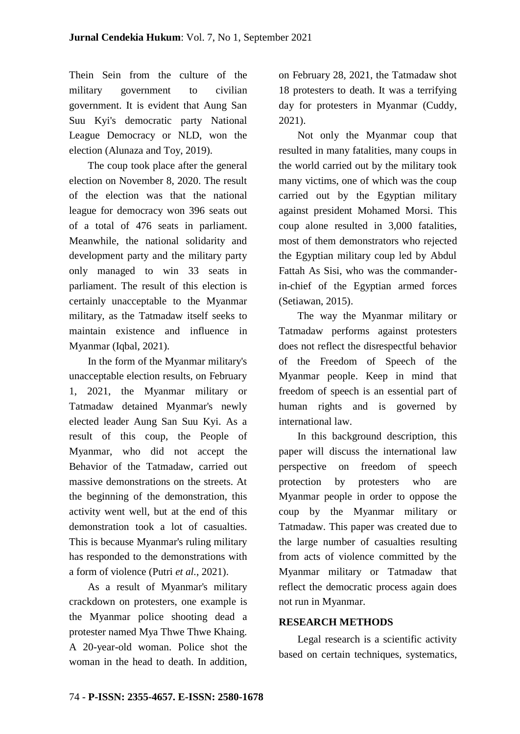Thein Sein from the culture of the military government to civilian government. It is evident that Aung San Suu Kyi's democratic party National League Democracy or NLD, won the election (Alunaza and Toy, 2019).

The coup took place after the general election on November 8, 2020. The result of the election was that the national league for democracy won 396 seats out of a total of 476 seats in parliament. Meanwhile, the national solidarity and development party and the military party only managed to win 33 seats in parliament. The result of this election is certainly unacceptable to the Myanmar military, as the Tatmadaw itself seeks to maintain existence and influence in Myanmar (Iqbal, 2021).

In the form of the Myanmar military's unacceptable election results, on February 1, 2021, the Myanmar military or Tatmadaw detained Myanmar's newly elected leader Aung San Suu Kyi. As a result of this coup, the People of Myanmar, who did not accept the Behavior of the Tatmadaw, carried out massive demonstrations on the streets. At the beginning of the demonstration, this activity went well, but at the end of this demonstration took a lot of casualties. This is because Myanmar's ruling military has responded to the demonstrations with a form of violence (Putri *et al.*, 2021).

As a result of Myanmar's military crackdown on protesters, one example is the Myanmar police shooting dead a protester named Mya Thwe Thwe Khaing. A 20-year-old woman. Police shot the woman in the head to death. In addition, on February 28, 2021, the Tatmadaw shot 18 protesters to death. It was a terrifying day for protesters in Myanmar (Cuddy, 2021).

Not only the Myanmar coup that resulted in many fatalities, many coups in the world carried out by the military took many victims, one of which was the coup carried out by the Egyptian military against president Mohamed Morsi. This coup alone resulted in 3,000 fatalities, most of them demonstrators who rejected the Egyptian military coup led by Abdul Fattah As Sisi, who was the commander-in-chief of the Egyptian armed forces (Setiawan, 2015).

The way the Myanmar military or Tatmadaw performs against protesters does not reflect the disrespectful behavior of the Freedom of Speech of the Myanmar people. Keep in mind that freedom of speech is an essential part of human rights and is governed by international law.

In this background description, this paper will discuss the international law perspective on freedom of speech protection by protesters who are Myanmar people in order to oppose the coup by the Myanmar military or Tatmadaw. This paper was created due to the large number of casualties resulting from acts of violence committed by the Myanmar military or Tatmadaw that reflect the democratic process again does not run in Myanmar.

## RESEARCH METHODS

Legal research is a scientific activity based on certain techniques, systematics,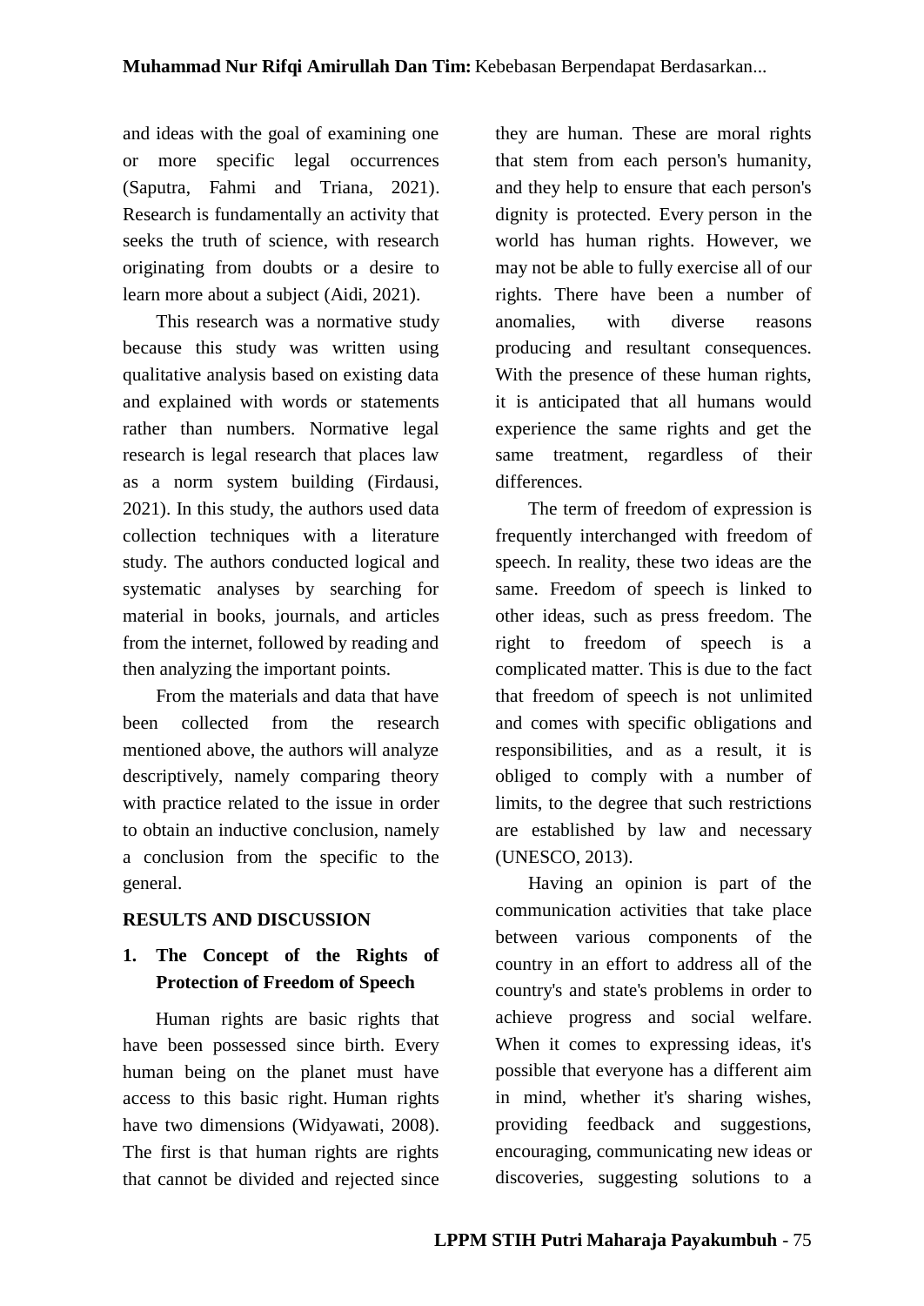and ideas with the goal of examining one or more specific legal occurrences (Saputra, Fahmi and Triana, 2021). Research is fundamentally an activity that seeks the truth of science, with research originating from doubts or a desire to learn more about a subject (Aidi, 2021).

This research was a normative study because this study was written using qualitative analysis based on existing data and explained with words or statements rather than numbers. Normative legal research is legal research that places law as a norm system building (Firdausi, 2021). In this study, the authors used data collection techniques with a literature study. The authors conducted logical and systematic analyses by searching for material in books, journals, and articles from the internet, followed by reading and then analyzing the important points.

From the materials and data that have been collected from the research mentioned above, the authors will analyze descriptively, namely comparing theory with practice related to the issue in order to obtain an inductive conclusion, namely a conclusion from the specific to the general.

## RESULTS AND DISCUSSION

### 1. The Concept of the Rights of Protection of Freedom of Speech

Human rights are basic rights that have been possessed since birth. Every human being on the planet must have access to this basic right. Human rights have two dimensions (Widyawati, 2008). The first is that human rights are rights that cannot be divided and rejected since they are human. These are moral rights that stem from each person's humanity, and they help to ensure that each person's dignity is protected. Every person in the world has human rights. However, we may not be able to fully exercise all of our rights. There have been a number of anomalies, with diverse reasons producing and resultant consequences. With the presence of these human rights, it is anticipated that all humans would experience the same rights and get the same treatment, regardless of their differences.

The term of freedom of expression is frequently interchanged with freedom of speech. In reality, these two ideas are the same. Freedom of speech is linked to other ideas, such as press freedom. The right to freedom of speech is a complicated matter. This is due to the fact that freedom of speech is not unlimited and comes with specific obligations and responsibilities, and as a result, it is obliged to comply with a number of limits, to the degree that such restrictions are established by law and necessary (UNESCO, 2013).

Having an opinion is part of the communication activities that take place between various components of the country in an effort to address all of the country's and state's problems in order to achieve progress and social welfare. When it comes to expressing ideas, it's possible that everyone has a different aim in mind, whether it's sharing wishes, providing feedback and suggestions, encouraging, communicating new ideas or discoveries, suggesting solutions to a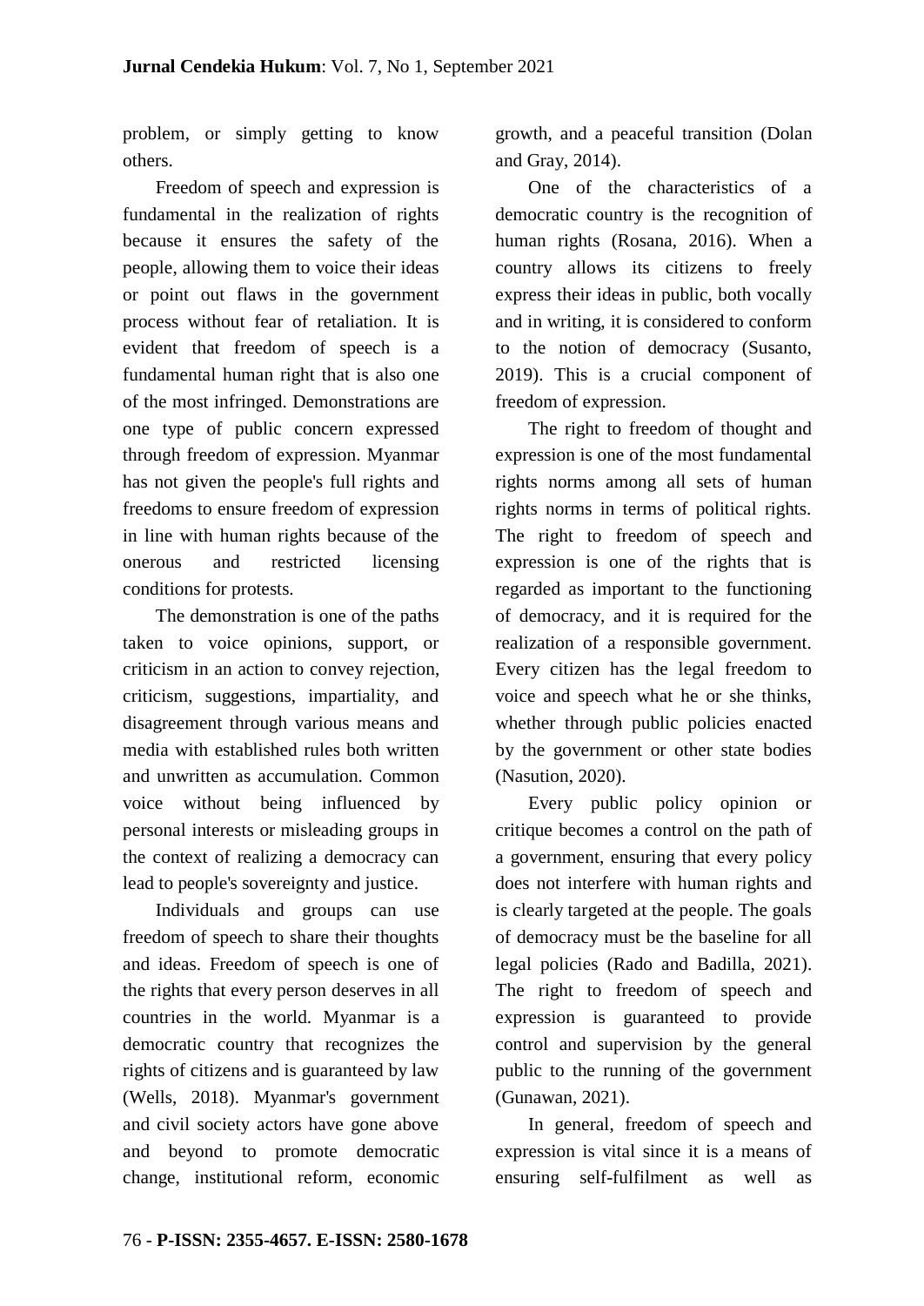problem, or simply getting to know others.

Freedom of speech and expression is fundamental in the realization of rights because it ensures the safety of the people, allowing them to voice their ideas or point out flaws in the government process without fear of retaliation. It is evident that freedom of speech is a fundamental human right that is also one of the most infringed. Demonstrations are one type of public concern expressed through freedom of expression. Myanmar has not given the people's full rights and freedoms to ensure freedom of expression in line with human rights because of the onerous and restricted licensing conditions for protests.

The demonstration is one of the paths taken to voice opinions, support, or criticism in an action to convey rejection, criticism, suggestions, impartiality, and disagreement through various means and media with established rules both written and unwritten as accumulation. Common voice without being influenced by personal interests or misleading groups in the context of realizing a democracy can lead to people's sovereignty and justice.

Individuals and groups can use freedom of speech to share their thoughts and ideas. Freedom of speech is one of the rights that every person deserves in all countries in the world. Myanmar is a democratic country that recognizes the rights of citizens and is guaranteed by law (Wells, 2018). Myanmar's government and civil society actors have gone above and beyond to promote democratic change, institutional reform, economic growth, and a peaceful transition (Dolan and Gray, 2014).

One of the characteristics of a democratic country is the recognition of human rights (Rosana, 2016). When a country allows its citizens to freely express their ideas in public, both vocally and in writing, it is considered to conform to the notion of democracy (Susanto, 2019). This is a crucial component of freedom of expression.

The right to freedom of thought and expression is one of the most fundamental rights norms among all sets of human rights norms in terms of political rights. The right to freedom of speech and expression is one of the rights that is regarded as important to the functioning of democracy, and it is required for the realization of a responsible government. Every citizen has the legal freedom to voice and speech what he or she thinks, whether through public policies enacted by the government or other state bodies (Nasution, 2020).

Every public policy opinion or critique becomes a control on the path of a government, ensuring that every policy does not interfere with human rights and is clearly targeted at the people. The goals of democracy must be the baseline for all legal policies (Rado and Badilla, 2021). The right to freedom of speech and expression is guaranteed to provide control and supervision by the general public to the running of the government (Gunawan, 2021).

In general, freedom of speech and expression is vital since it is a means of ensuring self-fulfilment as well as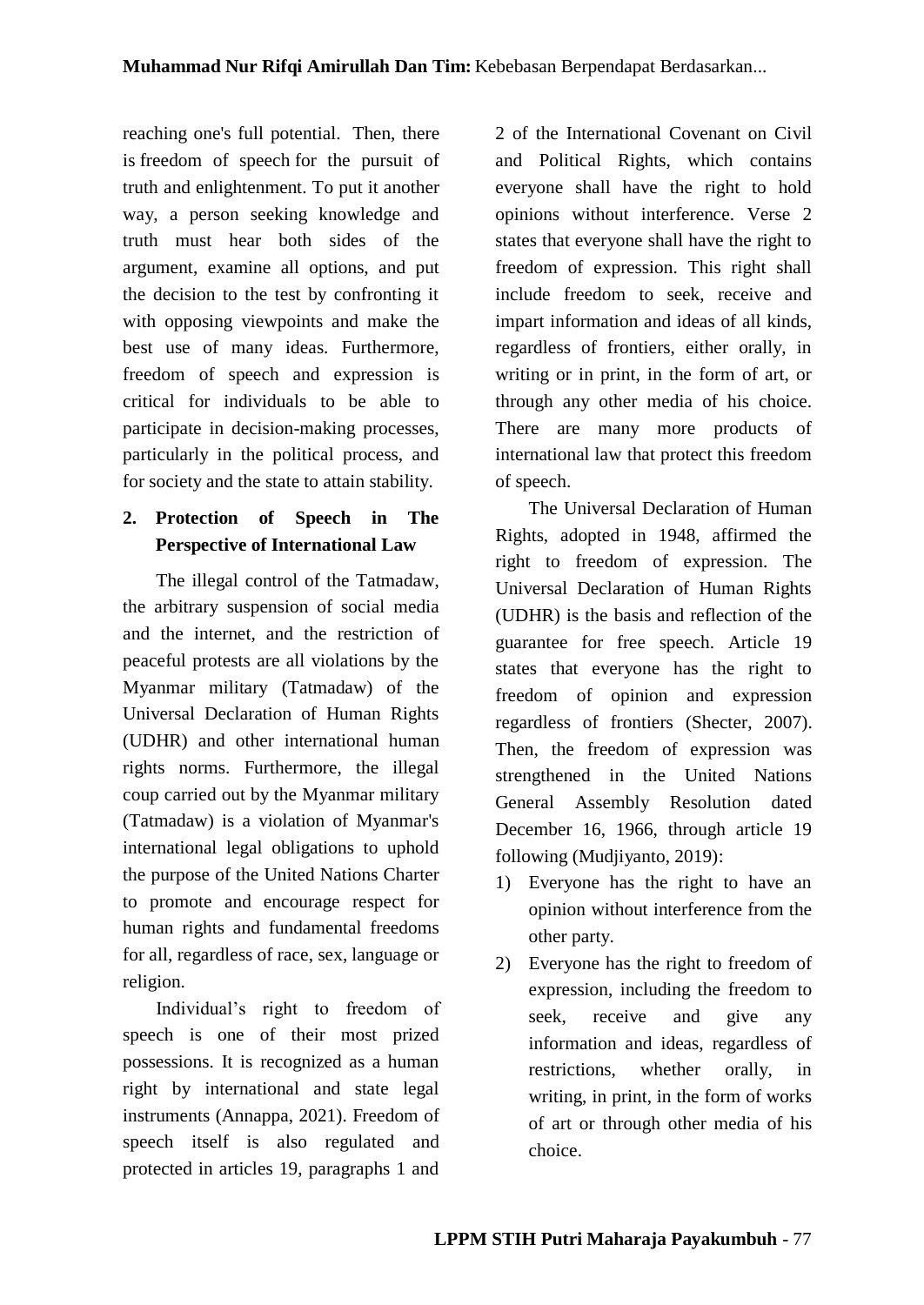reaching one's full potential. Then, there is freedom of speech for the pursuit of truth and enlightenment. To put it another way, a person seeking knowledge and truth must hear both sides of the argument, examine all options, and put the decision to the test by confronting it with opposing viewpoints and make the best use of many ideas. Furthermore, freedom of speech and expression is critical for individuals to be able to participate in decision-making processes, particularly in the political process, and for society and the state to attain stability.

## 2. Protection of Speech in The Perspective of International Law

The illegal control of the Tatmadaw, the arbitrary suspension of social media and the internet, and the restriction of peaceful protests are all violations by the Myanmar military (Tatmadaw) of the Universal Declaration of Human Rights (UDHR) and other international human rights norms. Furthermore, the illegal coup carried out by the Myanmar military (Tatmadaw) is a violation of Myanmar's international legal obligations to uphold the purpose of the United Nations Charter to promote and encourage respect for human rights and fundamental freedoms for all, regardless of race, sex, language or religion.

Individual's right to freedom of speech is one of their most prized possessions. It is recognized as a human right by international and state legal instruments (Annappa, 2021). Freedom of speech itself is also regulated and protected in articles 19, paragraphs 1 and 2 of the International Covenant on Civil and Political Rights, which contains everyone shall have the right to hold opinions without interference. Verse 2 states that everyone shall have the right to freedom of expression. This right shall include freedom to seek, receive and impart information and ideas of all kinds, regardless of frontiers, either orally, in writing or in print, in the form of art, or through any other media of his choice. There are many more products of international law that protect this freedom of speech.

The Universal Declaration of Human Rights, adopted in 1948, affirmed the right to freedom of expression. The Universal Declaration of Human Rights (UDHR) is the basis and reflection of the guarantee for free speech. Article 19 states that everyone has the right to freedom of opinion and expression regardless of frontiers (Shecter, 2007). Then, the freedom of expression was strengthened in the United Nations General Assembly Resolution dated December 16, 1966, through article 19 following (Mudjiyanto, 2019):

1) Everyone has the right to have an opinion without interference from the other party.
2) Everyone has the right to freedom of expression, including the freedom to seek, receive and give any information and ideas, regardless of restrictions, whether orally, in writing, in print, in the form of works of art or through other media of his choice.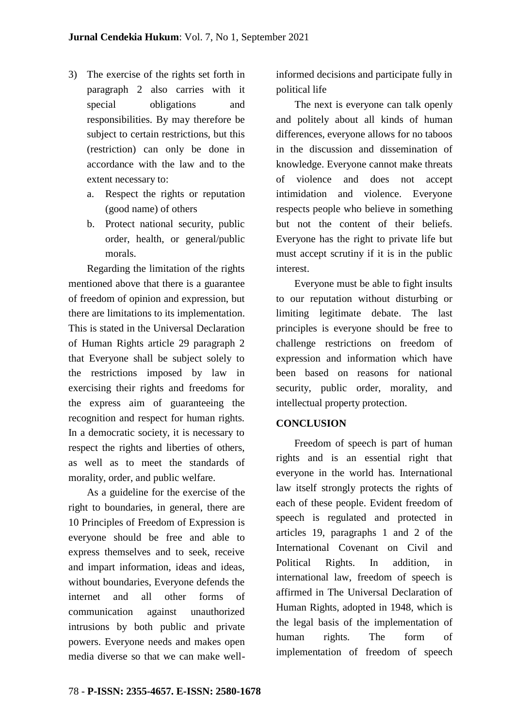3) The exercise of the rights set forth in paragraph 2 also carries with it special obligations and responsibilities. By may therefore be subject to certain restrictions, but this (restriction) can only be done in accordance with the law and to the extent necessary to:
   a. Respect the rights or reputation (good name) of others
   b. Protect national security, public order, health, or general/public morals.

Regarding the limitation of the rights mentioned above that there is a guarantee of freedom of opinion and expression, but there are limitations to its implementation. This is stated in the Universal Declaration of Human Rights article 29 paragraph 2 that Everyone shall be subject solely to the restrictions imposed by law in exercising their rights and freedoms for the express aim of guaranteeing the recognition and respect for human rights. In a democratic society, it is necessary to respect the rights and liberties of others, as well as to meet the standards of morality, order, and public welfare.

As a guideline for the exercise of the right to boundaries, in general, there are 10 Principles of Freedom of Expression is everyone should be free and able to express themselves and to seek, receive and impart information, ideas and ideas, without boundaries, Everyone defends the internet and all other forms of communication against unauthorized intrusions by both public and private powers. Everyone needs and makes open media diverse so that we can make well-informed decisions and participate fully in political life

The next is everyone can talk openly and politely about all kinds of human differences, everyone allows for no taboos in the discussion and dissemination of knowledge. Everyone cannot make threats of violence and does not accept intimidation and violence. Everyone respects people who believe in something but not the content of their beliefs. Everyone has the right to private life but must accept scrutiny if it is in the public interest.

Everyone must be able to fight insults to our reputation without disturbing or limiting legitimate debate. The last principles is everyone should be free to challenge restrictions on freedom of expression and information which have been based on reasons for national security, public order, morality, and intellectual property protection.

## CONCLUSION

Freedom of speech is part of human rights and is an essential right that everyone in the world has. International law itself strongly protects the rights of each of these people. Evident freedom of speech is regulated and protected in articles 19, paragraphs 1 and 2 of the International Covenant on Civil and Political Rights. In addition, in international law, freedom of speech is affirmed in The Universal Declaration of Human Rights, adopted in 1948, which is the legal basis of the implementation of human rights. The form of implementation of freedom of speech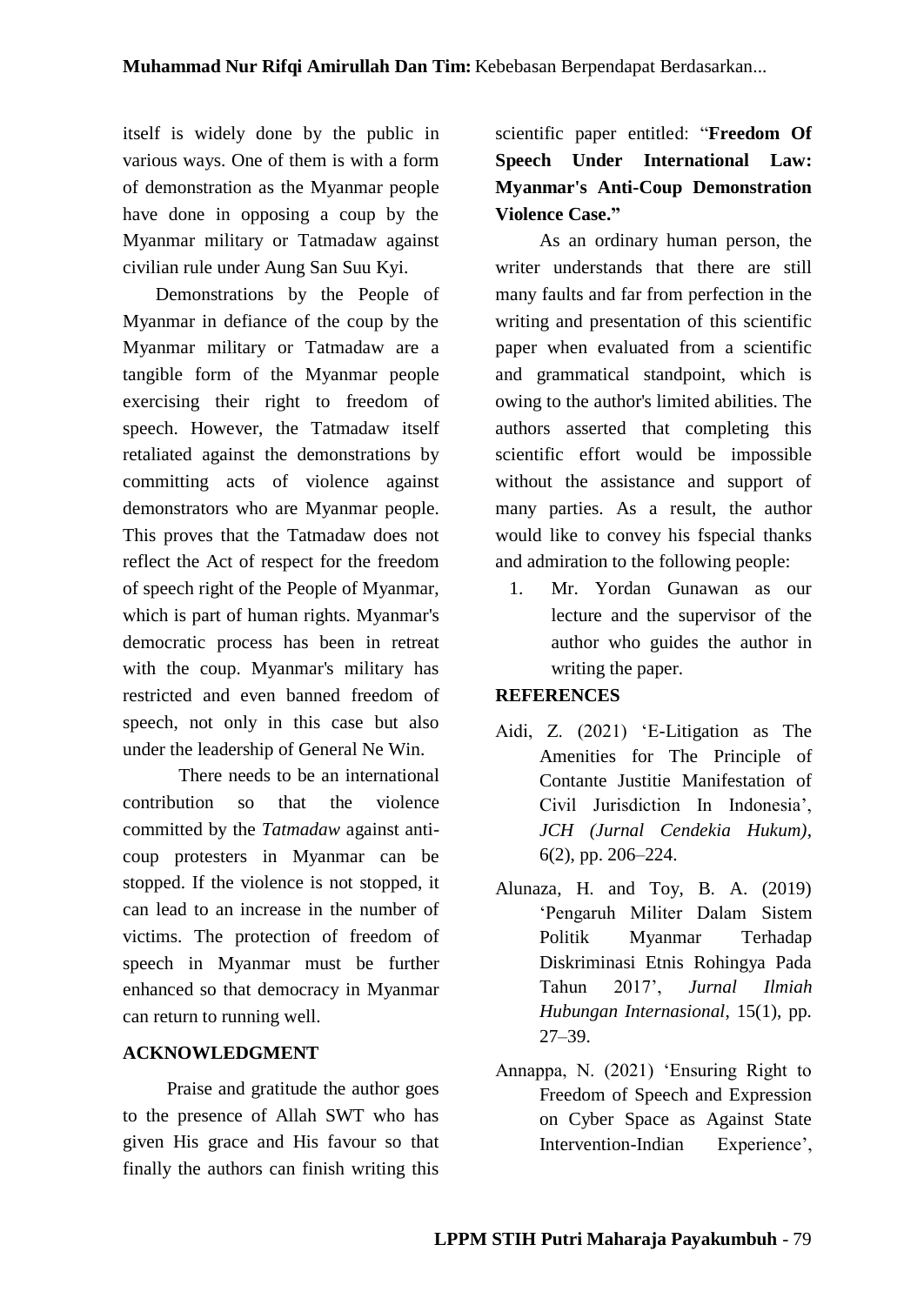itself is widely done by the public in various ways. One of them is with a form of demonstration as the Myanmar people have done in opposing a coup by the Myanmar military or Tatmadaw against civilian rule under Aung San Suu Kyi.

Demonstrations by the People of Myanmar in defiance of the coup by the Myanmar military or Tatmadaw are a tangible form of the Myanmar people exercising their right to freedom of speech. However, the Tatmadaw itself retaliated against the demonstrations by committing acts of violence against demonstrators who are Myanmar people. This proves that the Tatmadaw does not reflect the Act of respect for the freedom of speech right of the People of Myanmar, which is part of human rights. Myanmar's democratic process has been in retreat with the coup. Myanmar's military has restricted and even banned freedom of speech, not only in this case but also under the leadership of General Ne Win.

There needs to be an international contribution so that the violence committed by the *Tatmadaw* against anti-coup protesters in Myanmar can be stopped. If the violence is not stopped, it can lead to an increase in the number of victims. The protection of freedom of speech in Myanmar must be further enhanced so that democracy in Myanmar can return to running well.

## ACKNOWLEDGMENT

Praise and gratitude the author goes to the presence of Allah SWT who has given His grace and His favour so that finally the authors can finish writing this scientific paper entitled: "**Freedom Of Speech Under International Law: Myanmar's Anti-Coup Demonstration Violence Case.**"

As an ordinary human person, the writer understands that there are still many faults and far from perfection in the writing and presentation of this scientific paper when evaluated from a scientific and grammatical standpoint, which is owing to the author's limited abilities. The authors asserted that completing this scientific effort would be impossible without the assistance and support of many parties. As a result, the author would like to convey his fspecial thanks and admiration to the following people:

1. Mr. Yordan Gunawan as our lecture and the supervisor of the author who guides the author in writing the paper.

## REFERENCES

Aidi, Z. (2021) 'E-Litigation as The Amenities for The Principle of Contante Justitie Manifestation of Civil Jurisdiction In Indonesia', *JCH (Jurnal Cendekia Hukum)*, 6(2), pp. 206–224.

Alunaza, H. and Toy, B. A. (2019) 'Pengaruh Militer Dalam Sistem Politik Myanmar Terhadap Diskriminasi Etnis Rohingya Pada Tahun 2017', *Jurnal Ilmiah Hubungan Internasional*, 15(1), pp. 27–39.

Annappa, N. (2021) 'Ensuring Right to Freedom of Speech and Expression on Cyber Space as Against State Intervention-Indian Experience',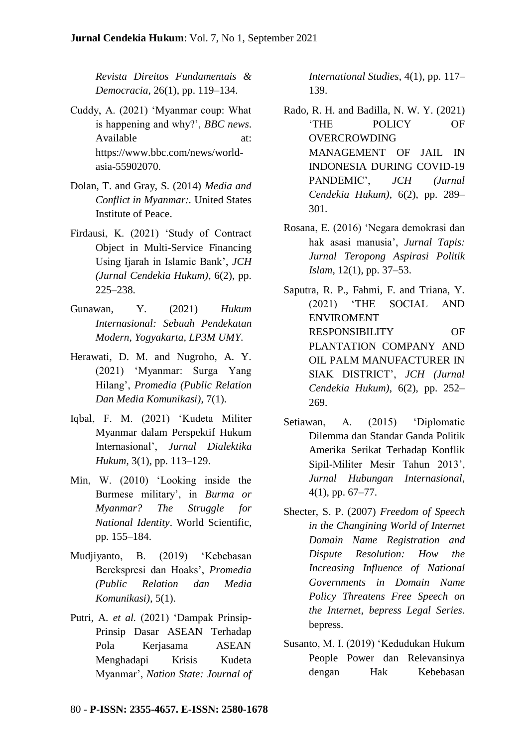*Revista Direitos Fundamentais & Democracia*, 26(1), pp. 119–134.

Cuddy, A. (2021) 'Myanmar coup: What is happening and why?', *BBC news*. Available at: https://www.bbc.com/news/world-asia-55902070.

Dolan, T. and Gray, S. (2014) *Media and Conflict in Myanmar:*. United States Institute of Peace.

Firdausi, K. (2021) 'Study of Contract Object in Multi-Service Financing Using Ijarah in Islamic Bank', *JCH (Jurnal Cendekia Hukum)*, 6(2), pp. 225–238.

Gunawan, Y. (2021) *Hukum Internasional: Sebuah Pendekatan Modern, Yogyakarta, LP3M UMY*.

Herawati, D. M. and Nugroho, A. Y. (2021) 'Myanmar: Surga Yang Hilang', *Promedia (Public Relation Dan Media Komunikasi)*, 7(1).

Iqbal, F. M. (2021) 'Kudeta Militer Myanmar dalam Perspektif Hukum Internasional', *Jurnal Dialektika Hukum*, 3(1), pp. 113–129.

Min, W. (2010) 'Looking inside the Burmese military', in *Burma or Myanmar? The Struggle for National Identity*. World Scientific, pp. 155–184.

Mudjiyanto, B. (2019) 'Kebebasan Berekspresi dan Hoaks', *Promedia (Public Relation dan Media Komunikasi)*, 5(1).

Putri, A. *et al.* (2021) 'Dampak Prinsip-Prinsip Dasar ASEAN Terhadap Pola Kerjasama ASEAN Menghadapi Krisis Kudeta Myanmar', *Nation State: Journal of International Studies*, 4(1), pp. 117–139.

Rado, R. H. and Badilla, N. W. Y. (2021) 'THE POLICY OF OVERCROWDING MANAGEMENT OF JAIL IN INDONESIA DURING COVID-19 PANDEMIC', *JCH (Jurnal Cendekia Hukum)*, 6(2), pp. 289–301.

Rosana, E. (2016) 'Negara demokrasi dan hak asasi manusia', *Jurnal Tapis: Jurnal Teropong Aspirasi Politik Islam*, 12(1), pp. 37–53.

Saputra, R. P., Fahmi, F. and Triana, Y. (2021) 'THE SOCIAL AND ENVIROMENT RESPONSIBILITY OF PLANTATION COMPANY AND OIL PALM MANUFACTURER IN SIAK DISTRICT', *JCH (Jurnal Cendekia Hukum)*, 6(2), pp. 252–269.

Setiawan, A. (2015) 'Diplomatic Dilemma dan Standar Ganda Politik Amerika Serikat Terhadap Konflik Sipil-Militer Mesir Tahun 2013', *Jurnal Hubungan Internasional*, 4(1), pp. 67–77.

Shecter, S. P. (2007) *Freedom of Speech in the Changining World of Internet Domain Name Registration and Dispute Resolution: How the Increasing Influence of National Governments in Domain Name Policy Threatens Free Speech on the Internet*, *bepress Legal Series*. bepress.

Susanto, M. I. (2019) 'Kedudukan Hukum People Power dan Relevansinya dengan Hak Kebebasan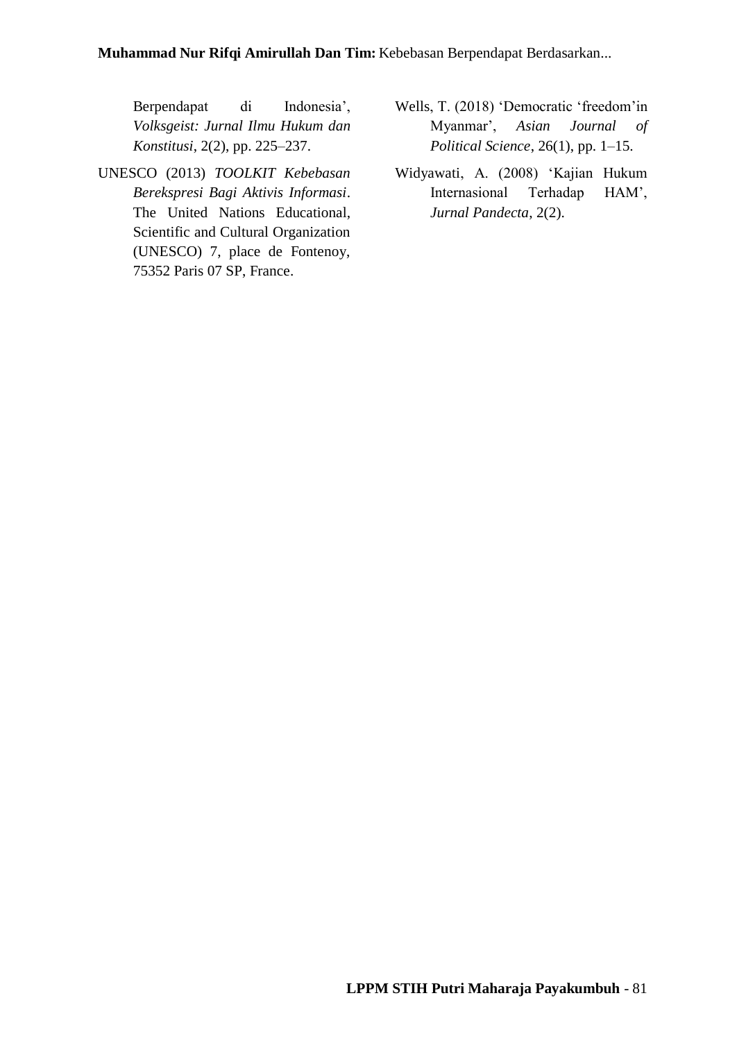Berpendapat di Indonesia', *Volksgeist: Jurnal Ilmu Hukum dan Konstitusi*, 2(2), pp. 225–237.

UNESCO (2013) *TOOLKIT Kebebasan Berekspresi Bagi Aktivis Informasi*. The United Nations Educational, Scientific and Cultural Organization (UNESCO) 7, place de Fontenoy, 75352 Paris 07 SP, France.

Wells, T. (2018) 'Democratic 'freedom'in Myanmar', *Asian Journal of Political Science*, 26(1), pp. 1–15.

Widyawati, A. (2008) 'Kajian Hukum Internasional Terhadap HAM', *Jurnal Pandecta*, 2(2).